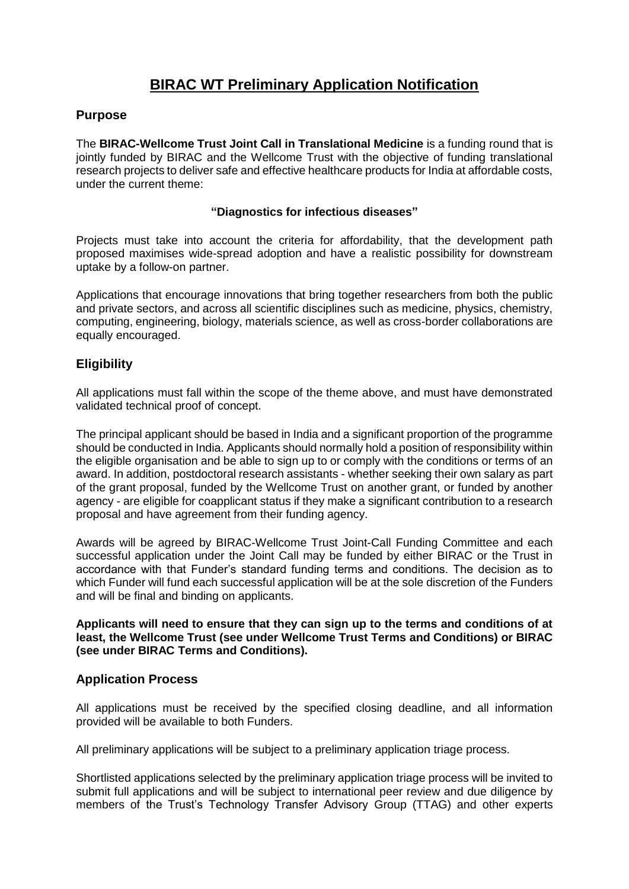# BIRAC WT Preliminary Application Notification

## Purpose

The **BIRAC-Wellcome Trust Joint Call in Translational Medicine** is a funding round that is jointly funded by BIRAC and the Wellcome Trust with the objective of funding translational research projects to deliver safe and effective healthcare products for India at affordable costs, under the current theme:

**"Diagnostics for infectious diseases"**

Projects must take into account the criteria for affordability, that the development path proposed maximises wide-spread adoption and have a realistic possibility for downstream uptake by a follow-on partner.

Applications that encourage innovations that bring together researchers from both the public and private sectors, and across all scientific disciplines such as medicine, physics, chemistry, computing, engineering, biology, materials science, as well as cross-border collaborations are equally encouraged.

## Eligibility

All applications must fall within the scope of the theme above, and must have demonstrated validated technical proof of concept.

The principal applicant should be based in India and a significant proportion of the programme should be conducted in India. Applicants should normally hold a position of responsibility within the eligible organisation and be able to sign up to or comply with the conditions or terms of an award. In addition, postdoctoral research assistants - whether seeking their own salary as part of the grant proposal, funded by the Wellcome Trust on another grant, or funded by another agency - are eligible for coapplicant status if they make a significant contribution to a research proposal and have agreement from their funding agency.

Awards will be agreed by BIRAC-Wellcome Trust Joint-Call Funding Committee and each successful application under the Joint Call may be funded by either BIRAC or the Trust in accordance with that Funder's standard funding terms and conditions. The decision as to which Funder will fund each successful application will be at the sole discretion of the Funders and will be final and binding on applicants.

**Applicants will need to ensure that they can sign up to the terms and conditions of at least, the Wellcome Trust (see under Wellcome Trust Terms and Conditions) or BIRAC (see under BIRAC Terms and Conditions).**

## Application Process

All applications must be received by the specified closing deadline, and all information provided will be available to both Funders.

All preliminary applications will be subject to a preliminary application triage process.

Shortlisted applications selected by the preliminary application triage process will be invited to submit full applications and will be subject to international peer review and due diligence by members of the Trust's Technology Transfer Advisory Group (TTAG) and other experts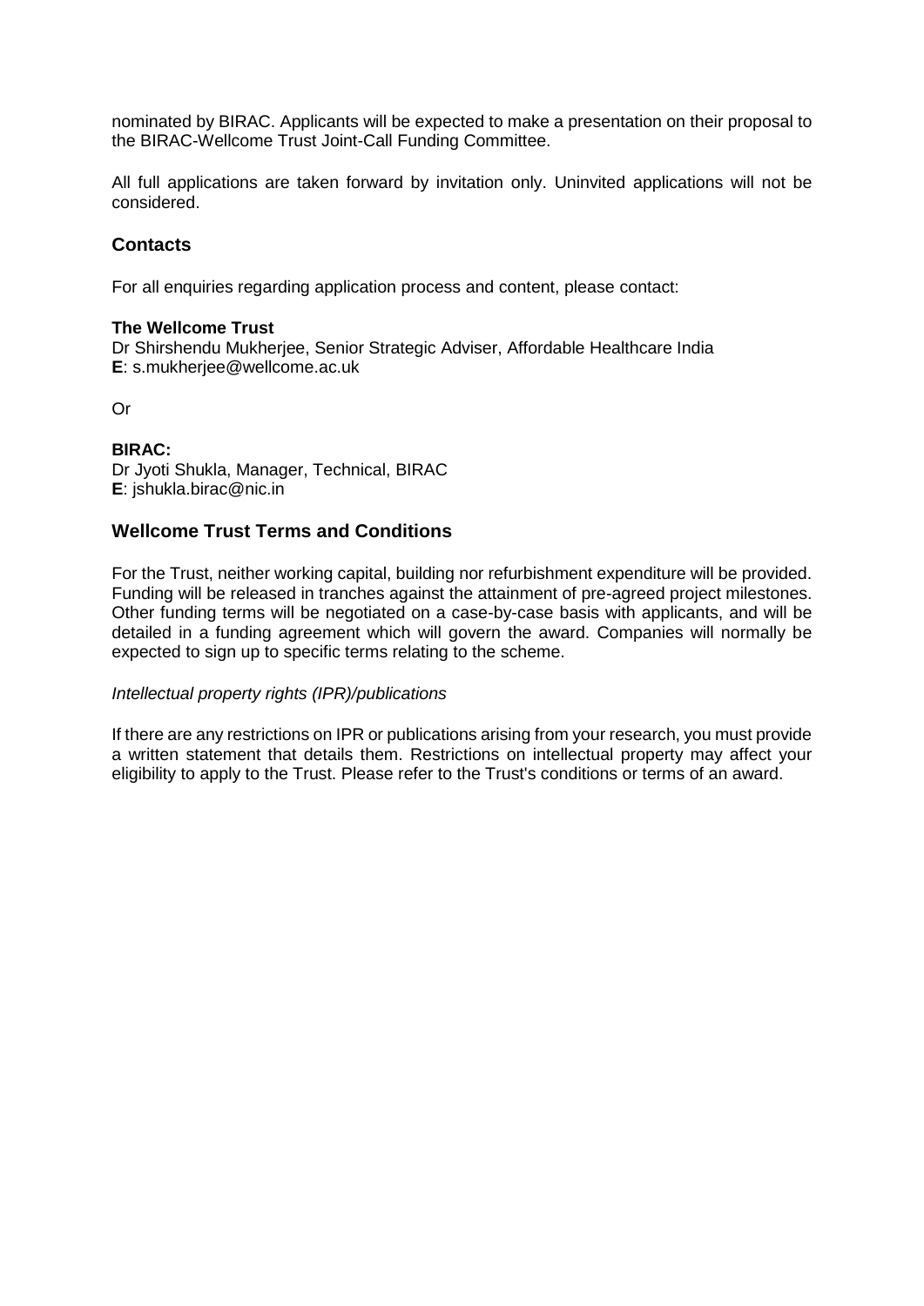nominated by BIRAC. Applicants will be expected to make a presentation on their proposal to the BIRAC-Wellcome Trust Joint-Call Funding Committee.

All full applications are taken forward by invitation only. Uninvited applications will not be considered.

## Contacts

For all enquiries regarding application process and content, please contact:

**The Wellcome Trust**
Dr Shirshendu Mukherjee, Senior Strategic Adviser, Affordable Healthcare India
**E**: s.mukherjee@wellcome.ac.uk

Or

**BIRAC:**
Dr Jyoti Shukla, Manager, Technical, BIRAC
**E**: jshukla.birac@nic.in

## Wellcome Trust Terms and Conditions

For the Trust, neither working capital, building nor refurbishment expenditure will be provided. Funding will be released in tranches against the attainment of pre-agreed project milestones. Other funding terms will be negotiated on a case-by-case basis with applicants, and will be detailed in a funding agreement which will govern the award. Companies will normally be expected to sign up to specific terms relating to the scheme.

*Intellectual property rights (IPR)/publications*

If there are any restrictions on IPR or publications arising from your research, you must provide a written statement that details them. Restrictions on intellectual property may affect your eligibility to apply to the Trust. Please refer to the Trust's conditions or terms of an award.